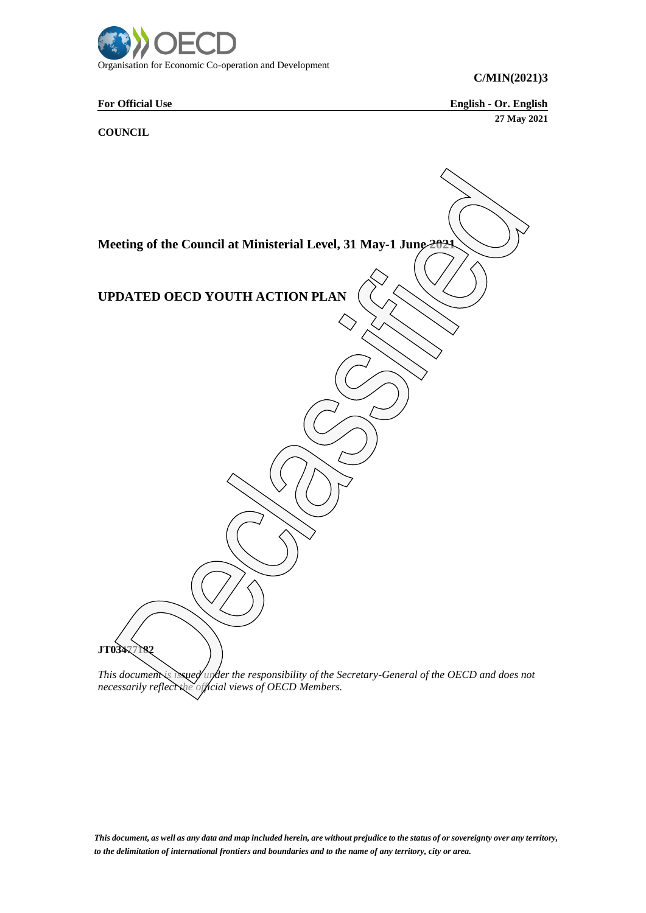Organisation for Economic Co-operation and Development

**C/MIN(2021)3**

**For Official Use** **English - Or. English**

**27 May 2021**

**COUNCIL**

Declassified

**Meeting of the Council at Ministerial Level, 31 May-1 June 2021**

# UPDATED OECD YOUTH ACTION PLAN

**JT03477182**

*This document is issued under the responsibility of the Secretary-General of the OECD and does not necessarily reflect the official views of OECD Members.*

***This document, as well as any data and map included herein, are without prejudice to the status of or sovereignty over any territory, to the delimitation of international frontiers and boundaries and to the name of any territory, city or area.***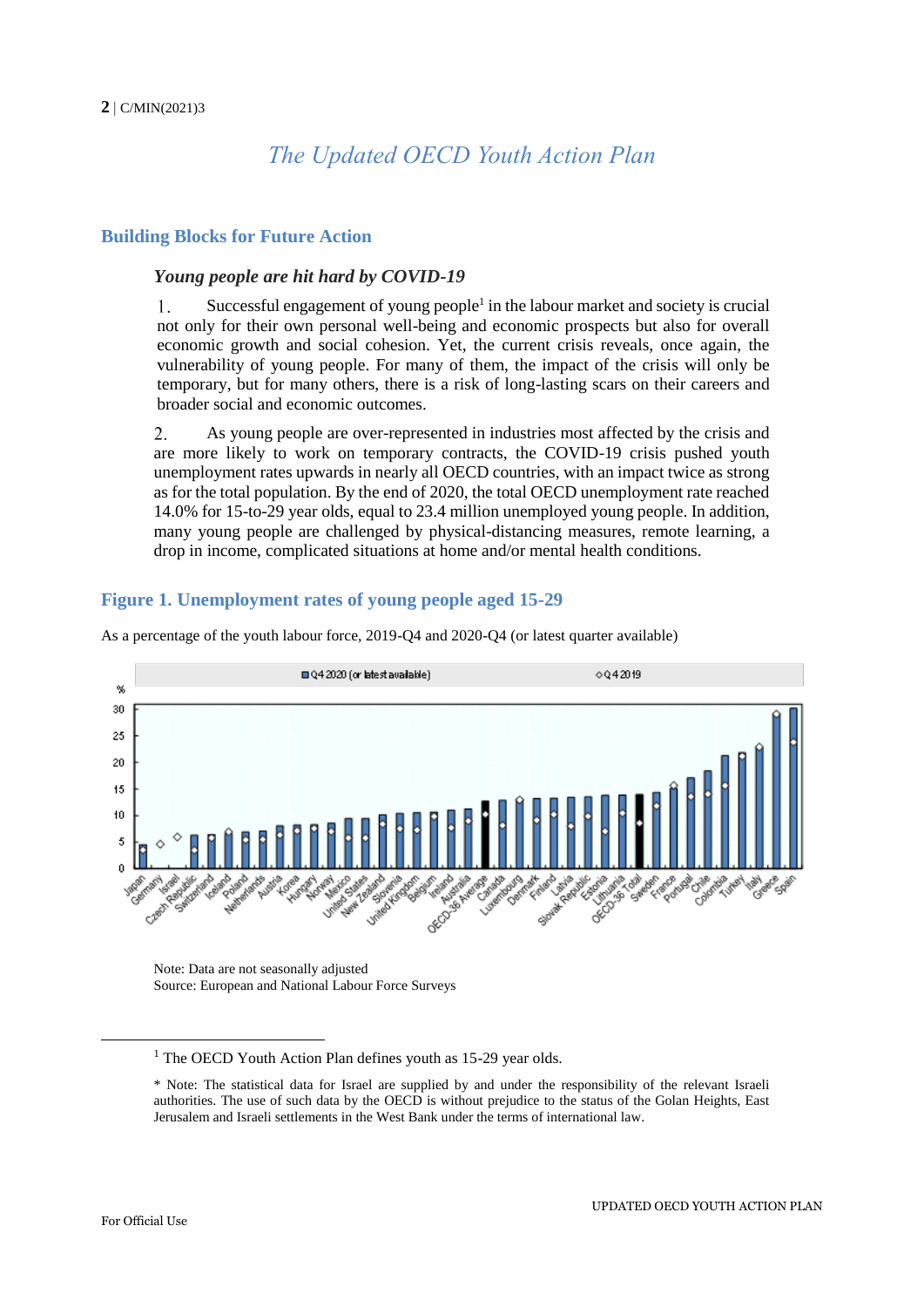# The Updated OECD Youth Action Plan

## Building Blocks for Future Action

### *Young people are hit hard by COVID-19*

1. Successful engagement of young people[1] in the labour market and society is crucial not only for their own personal well-being and economic prospects but also for overall economic growth and social cohesion. Yet, the current crisis reveals, once again, the vulnerability of young people. For many of them, the impact of the crisis will only be temporary, but for many others, there is a risk of long-lasting scars on their careers and broader social and economic outcomes.

2. As young people are over-represented in industries most affected by the crisis and are more likely to work on temporary contracts, the COVID-19 crisis pushed youth unemployment rates upwards in nearly all OECD countries, with an impact twice as strong as for the total population. By the end of 2020, the total OECD unemployment rate reached 14.0% for 15-to-29 year olds, equal to 23.4 million unemployed young people. In addition, many young people are challenged by physical-distancing measures, remote learning, a drop in income, complicated situations at home and/or mental health conditions.

## Figure 1. Unemployment rates of young people aged 15-29

As a percentage of the youth labour force, 2019-Q4 and 2020-Q4 (or latest quarter available)

Note: Data are not seasonally adjusted
Source: European and National Labour Force Surveys

[1] The OECD Youth Action Plan defines youth as 15-29 year olds.

\* Note: The statistical data for Israel are supplied by and under the responsibility of the relevant Israeli authorities. The use of such data by the OECD is without prejudice to the status of the Golan Heights, East Jerusalem and Israeli settlements in the West Bank under the terms of international law.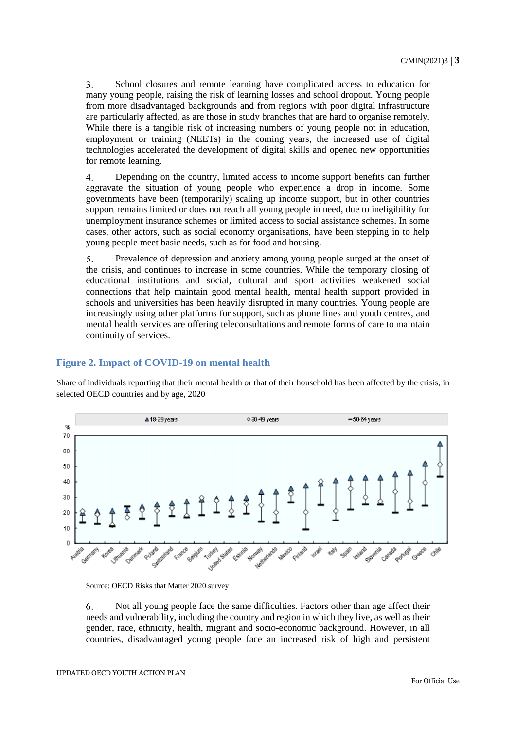3. School closures and remote learning have complicated access to education for many young people, raising the risk of learning losses and school dropout. Young people from more disadvantaged backgrounds and from regions with poor digital infrastructure are particularly affected, as are those in study branches that are hard to organise remotely. While there is a tangible risk of increasing numbers of young people not in education, employment or training (NEETs) in the coming years, the increased use of digital technologies accelerated the development of digital skills and opened new opportunities for remote learning.

4. Depending on the country, limited access to income support benefits can further aggravate the situation of young people who experience a drop in income. Some governments have been (temporarily) scaling up income support, but in other countries support remains limited or does not reach all young people in need, due to ineligibility for unemployment insurance schemes or limited access to social assistance schemes. In some cases, other actors, such as social economy organisations, have been stepping in to help young people meet basic needs, such as for food and housing.

5. Prevalence of depression and anxiety among young people surged at the onset of the crisis, and continues to increase in some countries. While the temporary closing of educational institutions and social, cultural and sport activities weakened social connections that help maintain good mental health, mental health support provided in schools and universities has been heavily disrupted in many countries. Young people are increasingly using other platforms for support, such as phone lines and youth centres, and mental health services are offering teleconsultations and remote forms of care to maintain continuity of services.

## Figure 2. Impact of COVID-19 on mental health

Share of individuals reporting that their mental health or that of their household has been affected by the crisis, in selected OECD countries and by age, 2020

Source: OECD Risks that Matter 2020 survey

6. Not all young people face the same difficulties. Factors other than age affect their needs and vulnerability, including the country and region in which they live, as well as their gender, race, ethnicity, health, migrant and socio-economic background. However, in all countries, disadvantaged young people face an increased risk of high and persistent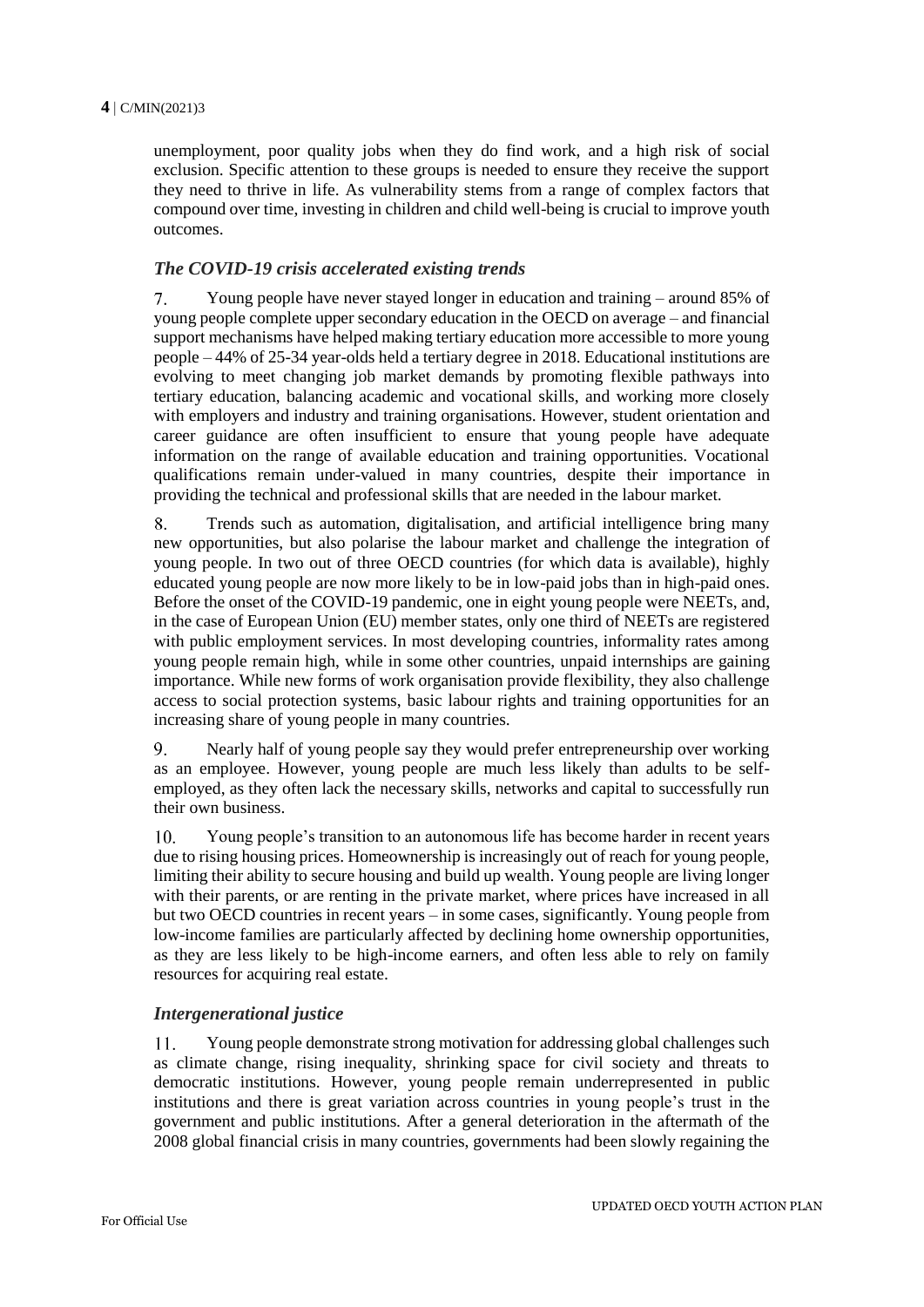unemployment, poor quality jobs when they do find work, and a high risk of social exclusion. Specific attention to these groups is needed to ensure they receive the support they need to thrive in life. As vulnerability stems from a range of complex factors that compound over time, investing in children and child well-being is crucial to improve youth outcomes.

### *The COVID-19 crisis accelerated existing trends*

7. Young people have never stayed longer in education and training – around 85% of young people complete upper secondary education in the OECD on average – and financial support mechanisms have helped making tertiary education more accessible to more young people – 44% of 25-34 year-olds held a tertiary degree in 2018. Educational institutions are evolving to meet changing job market demands by promoting flexible pathways into tertiary education, balancing academic and vocational skills, and working more closely with employers and industry and training organisations. However, student orientation and career guidance are often insufficient to ensure that young people have adequate information on the range of available education and training opportunities. Vocational qualifications remain under-valued in many countries, despite their importance in providing the technical and professional skills that are needed in the labour market.

8. Trends such as automation, digitalisation, and artificial intelligence bring many new opportunities, but also polarise the labour market and challenge the integration of young people. In two out of three OECD countries (for which data is available), highly educated young people are now more likely to be in low-paid jobs than in high-paid ones. Before the onset of the COVID-19 pandemic, one in eight young people were NEETs, and, in the case of European Union (EU) member states, only one third of NEETs are registered with public employment services. In most developing countries, informality rates among young people remain high, while in some other countries, unpaid internships are gaining importance. While new forms of work organisation provide flexibility, they also challenge access to social protection systems, basic labour rights and training opportunities for an increasing share of young people in many countries.

9. Nearly half of young people say they would prefer entrepreneurship over working as an employee. However, young people are much less likely than adults to be self-employed, as they often lack the necessary skills, networks and capital to successfully run their own business.

10. Young people's transition to an autonomous life has become harder in recent years due to rising housing prices. Homeownership is increasingly out of reach for young people, limiting their ability to secure housing and build up wealth. Young people are living longer with their parents, or are renting in the private market, where prices have increased in all but two OECD countries in recent years – in some cases, significantly. Young people from low-income families are particularly affected by declining home ownership opportunities, as they are less likely to be high-income earners, and often less able to rely on family resources for acquiring real estate.

### *Intergenerational justice*

11. Young people demonstrate strong motivation for addressing global challenges such as climate change, rising inequality, shrinking space for civil society and threats to democratic institutions. However, young people remain underrepresented in public institutions and there is great variation across countries in young people's trust in the government and public institutions. After a general deterioration in the aftermath of the 2008 global financial crisis in many countries, governments had been slowly regaining the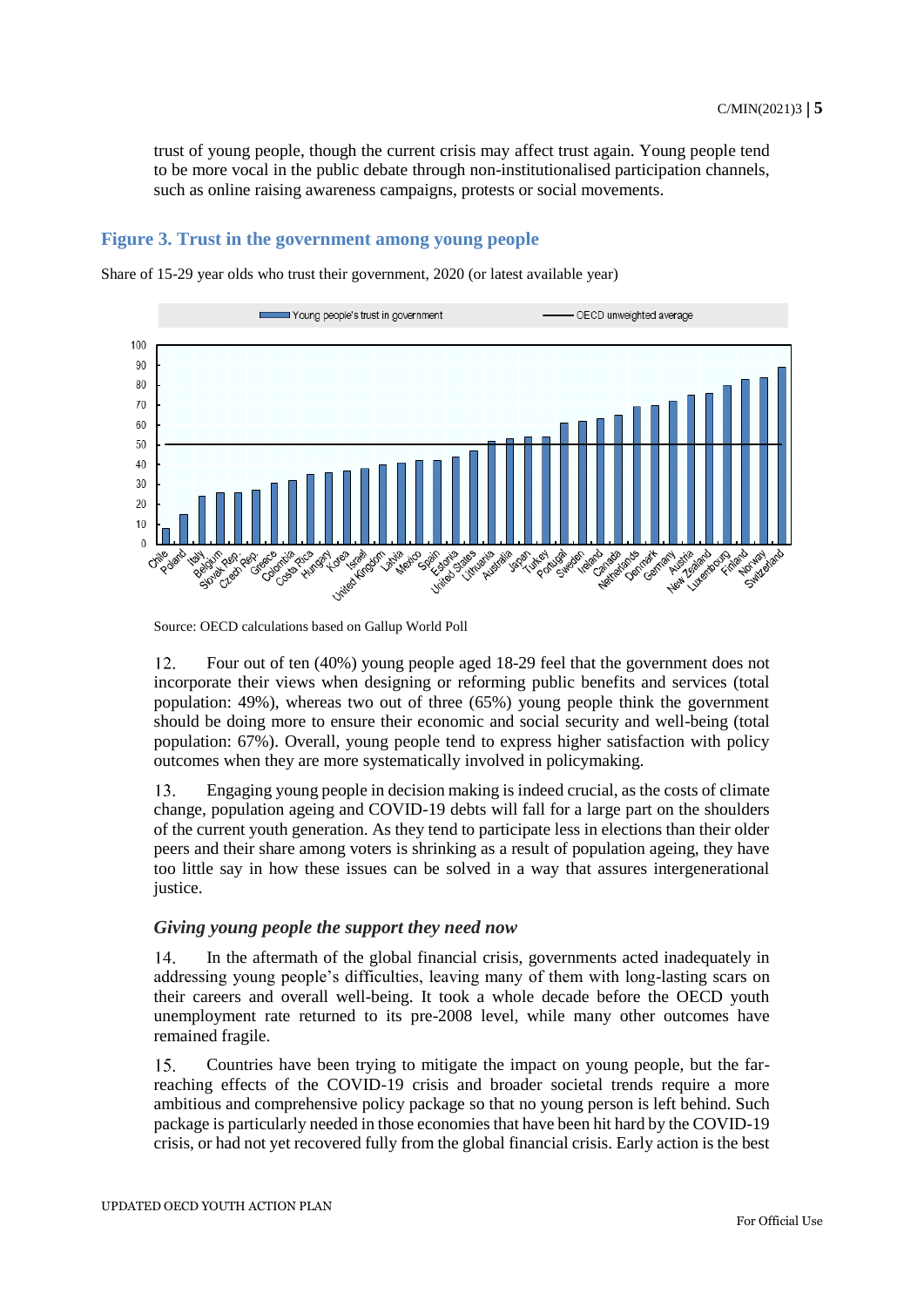trust of young people, though the current crisis may affect trust again. Young people tend to be more vocal in the public debate through non-institutionalised participation channels, such as online raising awareness campaigns, protests or social movements.

### Figure 3. Trust in the government among young people

Share of 15-29 year olds who trust their government, 2020 (or latest available year)

Source: OECD calculations based on Gallup World Poll

12. Four out of ten (40%) young people aged 18-29 feel that the government does not incorporate their views when designing or reforming public benefits and services (total population: 49%), whereas two out of three (65%) young people think the government should be doing more to ensure their economic and social security and well-being (total population: 67%). Overall, young people tend to express higher satisfaction with policy outcomes when they are more systematically involved in policymaking.

13. Engaging young people in decision making is indeed crucial, as the costs of climate change, population ageing and COVID-19 debts will fall for a large part on the shoulders of the current youth generation. As they tend to participate less in elections than their older peers and their share among voters is shrinking as a result of population ageing, they have too little say in how these issues can be solved in a way that assures intergenerational justice.

### *Giving young people the support they need now*

14. In the aftermath of the global financial crisis, governments acted inadequately in addressing young people's difficulties, leaving many of them with long-lasting scars on their careers and overall well-being. It took a whole decade before the OECD youth unemployment rate returned to its pre-2008 level, while many other outcomes have remained fragile.

15. Countries have been trying to mitigate the impact on young people, but the far-reaching effects of the COVID-19 crisis and broader societal trends require a more ambitious and comprehensive policy package so that no young person is left behind. Such package is particularly needed in those economies that have been hit hard by the COVID-19 crisis, or had not yet recovered fully from the global financial crisis. Early action is the best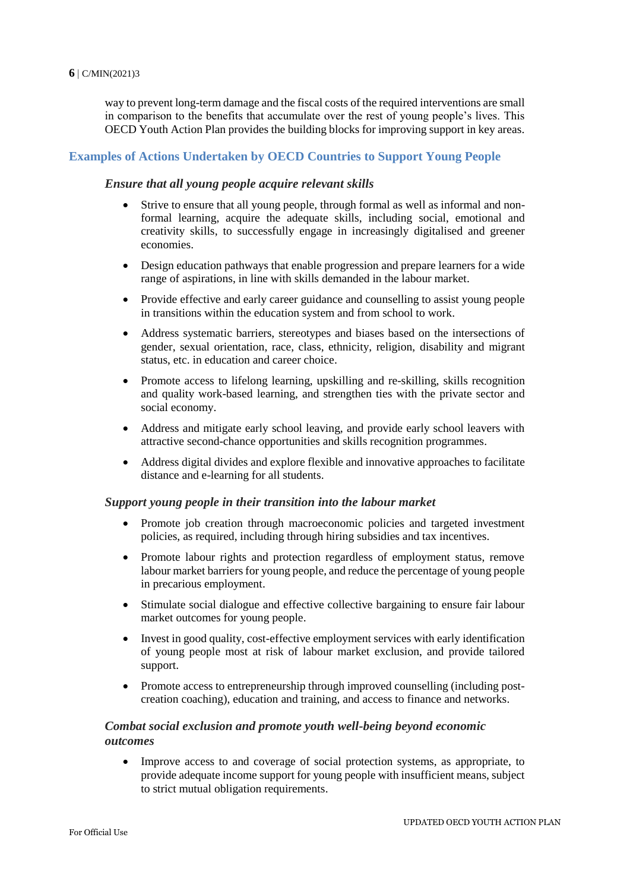way to prevent long-term damage and the fiscal costs of the required interventions are small in comparison to the benefits that accumulate over the rest of young people's lives. This OECD Youth Action Plan provides the building blocks for improving support in key areas.

## Examples of Actions Undertaken by OECD Countries to Support Young People

### *Ensure that all young people acquire relevant skills*

- Strive to ensure that all young people, through formal as well as informal and non-formal learning, acquire the adequate skills, including social, emotional and creativity skills, to successfully engage in increasingly digitalised and greener economies.
- Design education pathways that enable progression and prepare learners for a wide range of aspirations, in line with skills demanded in the labour market.
- Provide effective and early career guidance and counselling to assist young people in transitions within the education system and from school to work.
- Address systematic barriers, stereotypes and biases based on the intersections of gender, sexual orientation, race, class, ethnicity, religion, disability and migrant status, etc. in education and career choice.
- Promote access to lifelong learning, upskilling and re-skilling, skills recognition and quality work-based learning, and strengthen ties with the private sector and social economy.
- Address and mitigate early school leaving, and provide early school leavers with attractive second-chance opportunities and skills recognition programmes.
- Address digital divides and explore flexible and innovative approaches to facilitate distance and e-learning for all students.

### *Support young people in their transition into the labour market*

- Promote job creation through macroeconomic policies and targeted investment policies, as required, including through hiring subsidies and tax incentives.
- Promote labour rights and protection regardless of employment status, remove labour market barriers for young people, and reduce the percentage of young people in precarious employment.
- Stimulate social dialogue and effective collective bargaining to ensure fair labour market outcomes for young people.
- Invest in good quality, cost-effective employment services with early identification of young people most at risk of labour market exclusion, and provide tailored support.
- Promote access to entrepreneurship through improved counselling (including post-creation coaching), education and training, and access to finance and networks.

### *Combat social exclusion and promote youth well-being beyond economic outcomes*

- Improve access to and coverage of social protection systems, as appropriate, to provide adequate income support for young people with insufficient means, subject to strict mutual obligation requirements.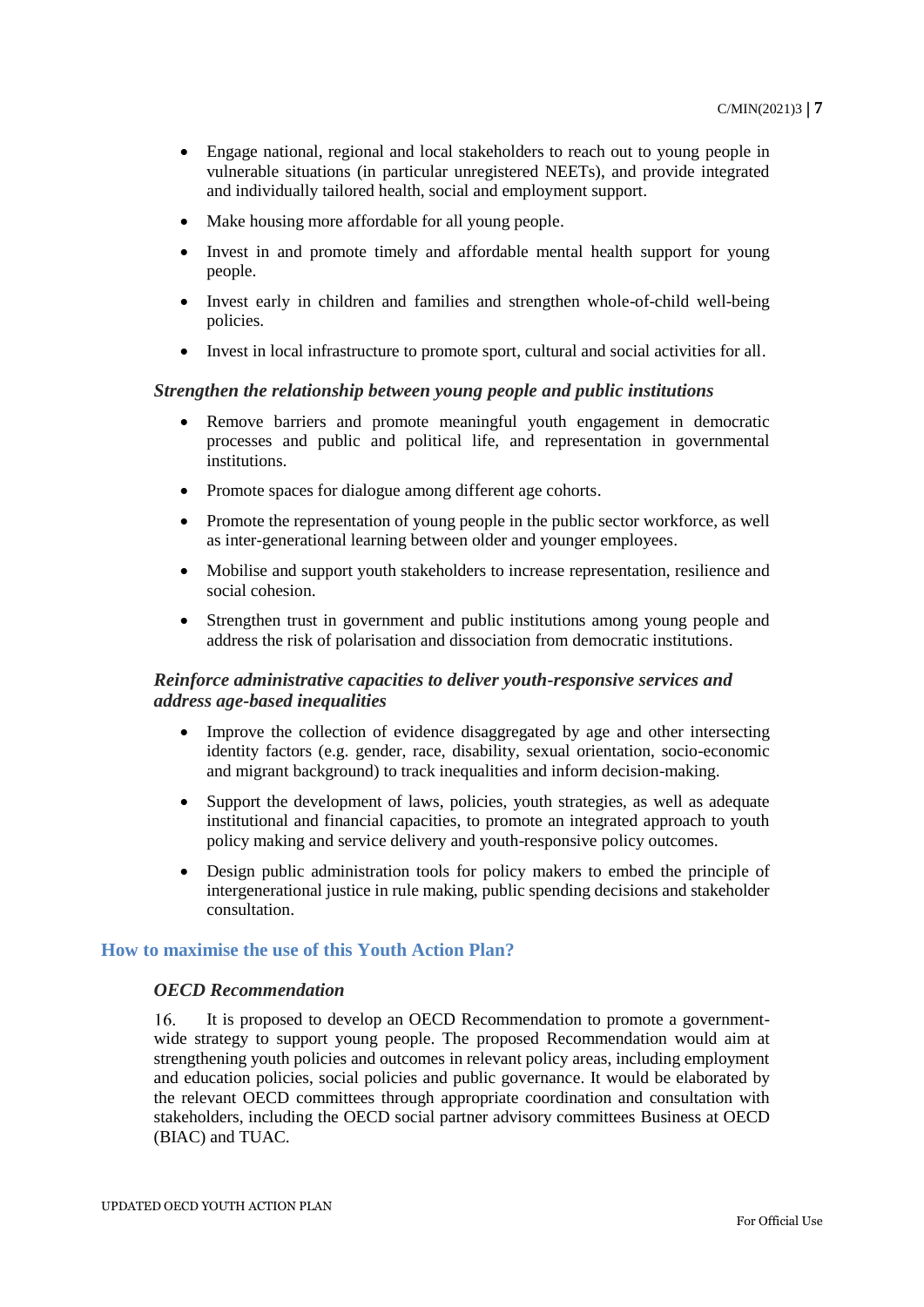- Engage national, regional and local stakeholders to reach out to young people in vulnerable situations (in particular unregistered NEETs), and provide integrated and individually tailored health, social and employment support.
- Make housing more affordable for all young people.
- Invest in and promote timely and affordable mental health support for young people.
- Invest early in children and families and strengthen whole-of-child well-being policies.
- Invest in local infrastructure to promote sport, cultural and social activities for all.

### *Strengthen the relationship between young people and public institutions*

- Remove barriers and promote meaningful youth engagement in democratic processes and public and political life, and representation in governmental institutions.
- Promote spaces for dialogue among different age cohorts.
- Promote the representation of young people in the public sector workforce, as well as inter-generational learning between older and younger employees.
- Mobilise and support youth stakeholders to increase representation, resilience and social cohesion.
- Strengthen trust in government and public institutions among young people and address the risk of polarisation and dissociation from democratic institutions.

### *Reinforce administrative capacities to deliver youth-responsive services and address age-based inequalities*

- Improve the collection of evidence disaggregated by age and other intersecting identity factors (e.g. gender, race, disability, sexual orientation, socio-economic and migrant background) to track inequalities and inform decision-making.
- Support the development of laws, policies, youth strategies, as well as adequate institutional and financial capacities, to promote an integrated approach to youth policy making and service delivery and youth-responsive policy outcomes.
- Design public administration tools for policy makers to embed the principle of intergenerational justice in rule making, public spending decisions and stakeholder consultation.

## How to maximise the use of this Youth Action Plan?

### *OECD Recommendation*

16. It is proposed to develop an OECD Recommendation to promote a government-wide strategy to support young people. The proposed Recommendation would aim at strengthening youth policies and outcomes in relevant policy areas, including employment and education policies, social policies and public governance. It would be elaborated by the relevant OECD committees through appropriate coordination and consultation with stakeholders, including the OECD social partner advisory committees Business at OECD (BIAC) and TUAC.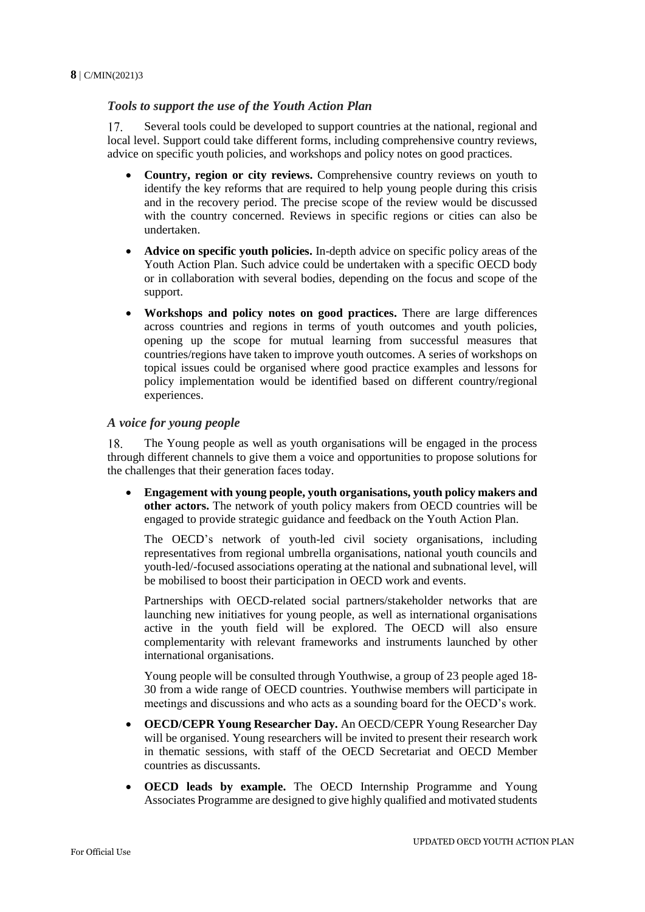### *Tools to support the use of the Youth Action Plan*

17. Several tools could be developed to support countries at the national, regional and local level. Support could take different forms, including comprehensive country reviews, advice on specific youth policies, and workshops and policy notes on good practices.

- **Country, region or city reviews.** Comprehensive country reviews on youth to identify the key reforms that are required to help young people during this crisis and in the recovery period. The precise scope of the review would be discussed with the country concerned. Reviews in specific regions or cities can also be undertaken.
- **Advice on specific youth policies.** In-depth advice on specific policy areas of the Youth Action Plan. Such advice could be undertaken with a specific OECD body or in collaboration with several bodies, depending on the focus and scope of the support.
- **Workshops and policy notes on good practices.** There are large differences across countries and regions in terms of youth outcomes and youth policies, opening up the scope for mutual learning from successful measures that countries/regions have taken to improve youth outcomes. A series of workshops on topical issues could be organised where good practice examples and lessons for policy implementation would be identified based on different country/regional experiences.

### *A voice for young people*

18. The Young people as well as youth organisations will be engaged in the process through different channels to give them a voice and opportunities to propose solutions for the challenges that their generation faces today.

- **Engagement with young people, youth organisations, youth policy makers and other actors.** The network of youth policy makers from OECD countries will be engaged to provide strategic guidance and feedback on the Youth Action Plan.

  The OECD's network of youth-led civil society organisations, including representatives from regional umbrella organisations, national youth councils and youth-led/-focused associations operating at the national and subnational level, will be mobilised to boost their participation in OECD work and events.

  Partnerships with OECD-related social partners/stakeholder networks that are launching new initiatives for young people, as well as international organisations active in the youth field will be explored. The OECD will also ensure complementarity with relevant frameworks and instruments launched by other international organisations.

  Young people will be consulted through Youthwise, a group of 23 people aged 18-30 from a wide range of OECD countries. Youthwise members will participate in meetings and discussions and who acts as a sounding board for the OECD's work.

- **OECD/CEPR Young Researcher Day.** An OECD/CEPR Young Researcher Day will be organised. Young researchers will be invited to present their research work in thematic sessions, with staff of the OECD Secretariat and OECD Member countries as discussants.
- **OECD leads by example.** The OECD Internship Programme and Young Associates Programme are designed to give highly qualified and motivated students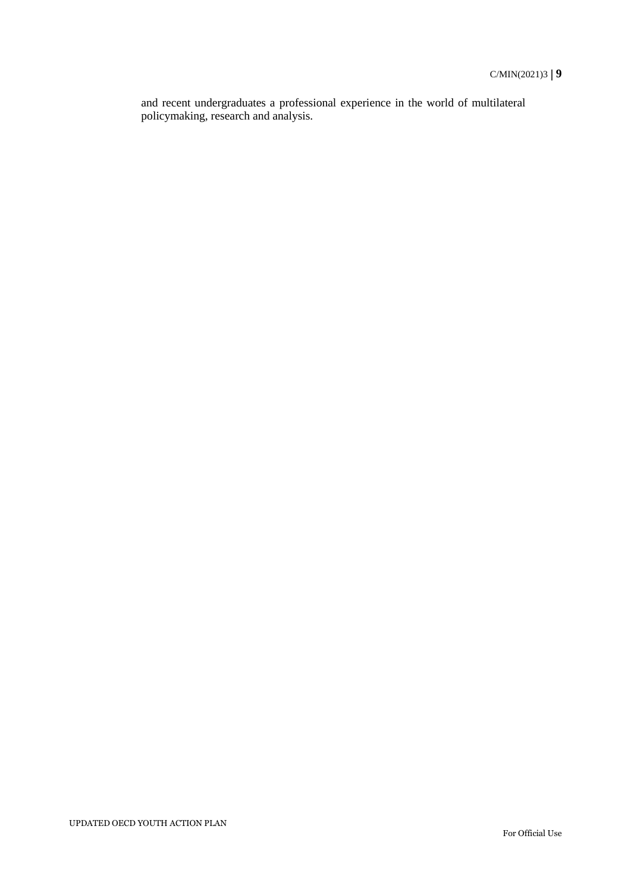and recent undergraduates a professional experience in the world of multilateral policymaking, research and analysis.